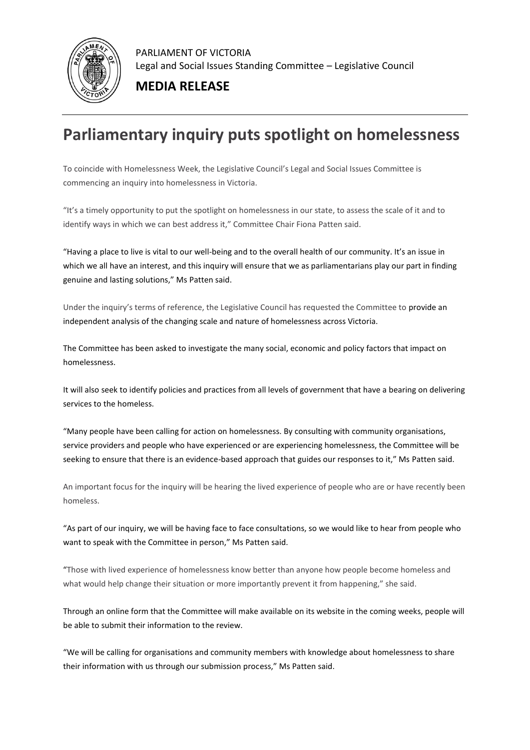PARLIAMENT OF VICTORIA
Legal and Social Issues Standing Committee – Legislative Council

**MEDIA RELEASE**

# Parliamentary inquiry puts spotlight on homelessness

To coincide with Homelessness Week, the Legislative Council's Legal and Social Issues Committee is commencing an inquiry into homelessness in Victoria.

"It's a timely opportunity to put the spotlight on homelessness in our state, to assess the scale of it and to identify ways in which we can best address it," Committee Chair Fiona Patten said.

"Having a place to live is vital to our well-being and to the overall health of our community. It's an issue in which we all have an interest, and this inquiry will ensure that we as parliamentarians play our part in finding genuine and lasting solutions," Ms Patten said.

Under the inquiry's terms of reference, the Legislative Council has requested the Committee to provide an independent analysis of the changing scale and nature of homelessness across Victoria.

The Committee has been asked to investigate the many social, economic and policy factors that impact on homelessness.

It will also seek to identify policies and practices from all levels of government that have a bearing on delivering services to the homeless.

"Many people have been calling for action on homelessness. By consulting with community organisations, service providers and people who have experienced or are experiencing homelessness, the Committee will be seeking to ensure that there is an evidence-based approach that guides our responses to it," Ms Patten said.

An important focus for the inquiry will be hearing the lived experience of people who are or have recently been homeless.

"As part of our inquiry, we will be having face to face consultations, so we would like to hear from people who want to speak with the Committee in person," Ms Patten said.

"Those with lived experience of homelessness know better than anyone how people become homeless and what would help change their situation or more importantly prevent it from happening," she said.

Through an online form that the Committee will make available on its website in the coming weeks, people will be able to submit their information to the review.

"We will be calling for organisations and community members with knowledge about homelessness to share their information with us through our submission process," Ms Patten said.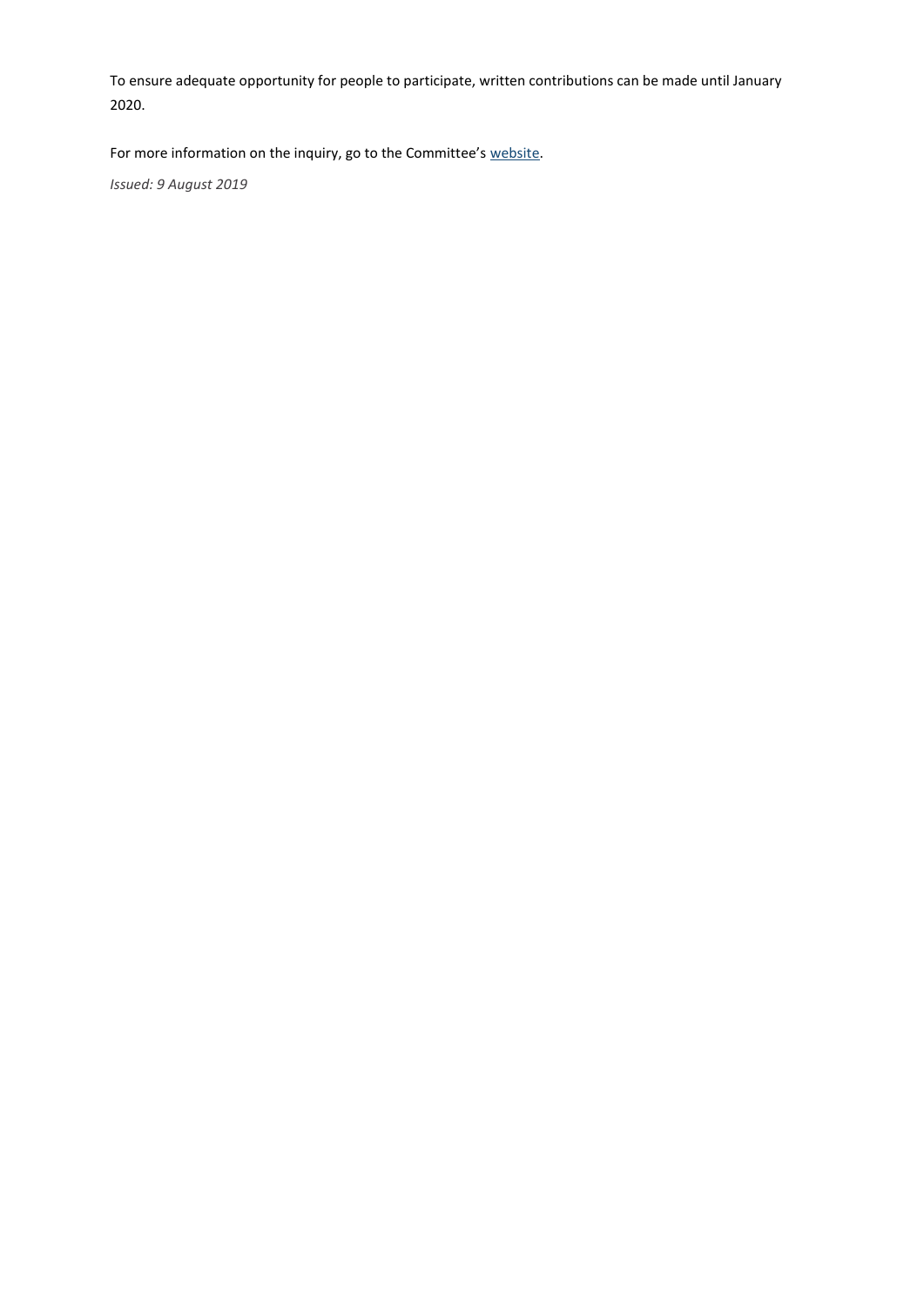To ensure adequate opportunity for people to participate, written contributions can be made until January 2020.

For more information on the inquiry, go to the Committee's website.

*Issued: 9 August 2019*